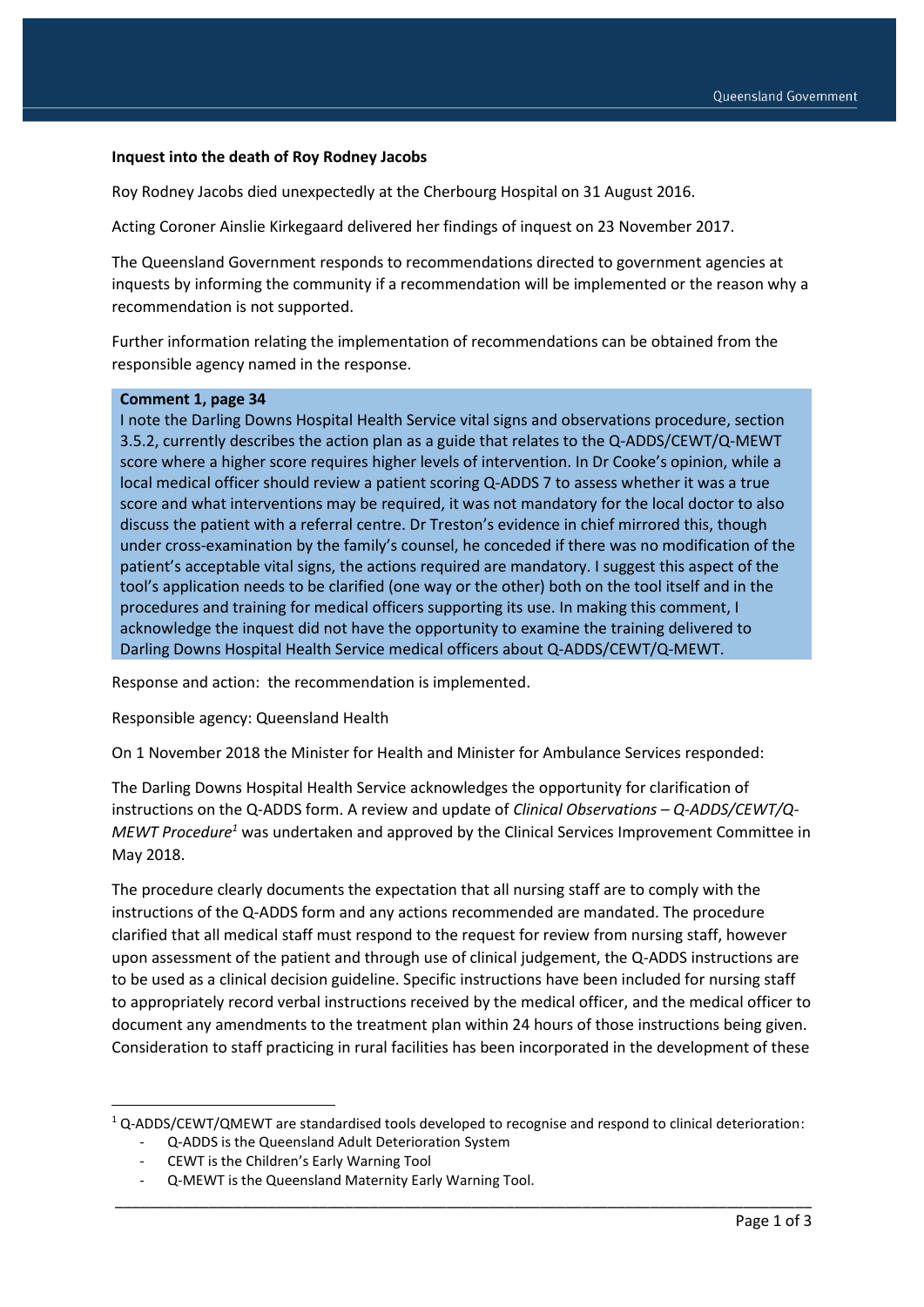**Inquest into the death of Roy Rodney Jacobs**

Roy Rodney Jacobs died unexpectedly at the Cherbourg Hospital on 31 August 2016.

Acting Coroner Ainslie Kirkegaard delivered her findings of inquest on 23 November 2017.

The Queensland Government responds to recommendations directed to government agencies at inquests by informing the community if a recommendation will be implemented or the reason why a recommendation is not supported.

Further information relating the implementation of recommendations can be obtained from the responsible agency named in the response.

**Comment 1, page 34**
I note the Darling Downs Hospital Health Service vital signs and observations procedure, section 3.5.2, currently describes the action plan as a guide that relates to the Q-ADDS/CEWT/Q-MEWT score where a higher score requires higher levels of intervention. In Dr Cooke's opinion, while a local medical officer should review a patient scoring Q-ADDS 7 to assess whether it was a true score and what interventions may be required, it was not mandatory for the local doctor to also discuss the patient with a referral centre. Dr Treston's evidence in chief mirrored this, though under cross-examination by the family's counsel, he conceded if there was no modification of the patient's acceptable vital signs, the actions required are mandatory. I suggest this aspect of the tool's application needs to be clarified (one way or the other) both on the tool itself and in the procedures and training for medical officers supporting its use. In making this comment, I acknowledge the inquest did not have the opportunity to examine the training delivered to Darling Downs Hospital Health Service medical officers about Q-ADDS/CEWT/Q-MEWT.

Response and action: the recommendation is implemented.

Responsible agency: Queensland Health

On 1 November 2018 the Minister for Health and Minister for Ambulance Services responded:

The Darling Downs Hospital Health Service acknowledges the opportunity for clarification of instructions on the Q-ADDS form. A review and update of *Clinical Observations – Q-ADDS/CEWT/Q-MEWT Procedure*[1] was undertaken and approved by the Clinical Services Improvement Committee in May 2018.

The procedure clearly documents the expectation that all nursing staff are to comply with the instructions of the Q-ADDS form and any actions recommended are mandated. The procedure clarified that all medical staff must respond to the request for review from nursing staff, however upon assessment of the patient and through use of clinical judgement, the Q-ADDS instructions are to be used as a clinical decision guideline. Specific instructions have been included for nursing staff to appropriately record verbal instructions received by the medical officer, and the medical officer to document any amendments to the treatment plan within 24 hours of those instructions being given. Consideration to staff practicing in rural facilities has been incorporated in the development of these

[1] Q-ADDS/CEWT/QMEWT are standardised tools developed to recognise and respond to clinical deterioration:
- Q-ADDS is the Queensland Adult Deterioration System
- CEWT is the Children's Early Warning Tool
- Q-MEWT is the Queensland Maternity Early Warning Tool.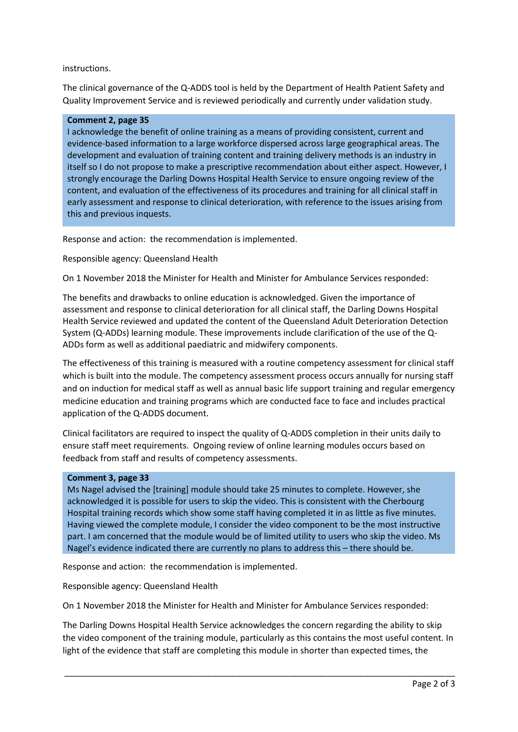instructions.

The clinical governance of the Q-ADDS tool is held by the Department of Health Patient Safety and Quality Improvement Service and is reviewed periodically and currently under validation study.

> **Comment 2, page 35**
> I acknowledge the benefit of online training as a means of providing consistent, current and evidence-based information to a large workforce dispersed across large geographical areas. The development and evaluation of training content and training delivery methods is an industry in itself so I do not propose to make a prescriptive recommendation about either aspect. However, I strongly encourage the Darling Downs Hospital Health Service to ensure ongoing review of the content, and evaluation of the effectiveness of its procedures and training for all clinical staff in early assessment and response to clinical deterioration, with reference to the issues arising from this and previous inquests.

Response and action: the recommendation is implemented.

Responsible agency: Queensland Health

On 1 November 2018 the Minister for Health and Minister for Ambulance Services responded:

The benefits and drawbacks to online education is acknowledged. Given the importance of assessment and response to clinical deterioration for all clinical staff, the Darling Downs Hospital Health Service reviewed and updated the content of the Queensland Adult Deterioration Detection System (Q-ADDs) learning module. These improvements include clarification of the use of the Q-ADDs form as well as additional paediatric and midwifery components.

The effectiveness of this training is measured with a routine competency assessment for clinical staff which is built into the module. The competency assessment process occurs annually for nursing staff and on induction for medical staff as well as annual basic life support training and regular emergency medicine education and training programs which are conducted face to face and includes practical application of the Q-ADDS document.

Clinical facilitators are required to inspect the quality of Q-ADDS completion in their units daily to ensure staff meet requirements. Ongoing review of online learning modules occurs based on feedback from staff and results of competency assessments.

> **Comment 3, page 33**
> Ms Nagel advised the [training] module should take 25 minutes to complete. However, she acknowledged it is possible for users to skip the video. This is consistent with the Cherbourg Hospital training records which show some staff having completed it in as little as five minutes. Having viewed the complete module, I consider the video component to be the most instructive part. I am concerned that the module would be of limited utility to users who skip the video. Ms Nagel's evidence indicated there are currently no plans to address this – there should be.

Response and action: the recommendation is implemented.

Responsible agency: Queensland Health

On 1 November 2018 the Minister for Health and Minister for Ambulance Services responded:

The Darling Downs Hospital Health Service acknowledges the concern regarding the ability to skip the video component of the training module, particularly as this contains the most useful content. In light of the evidence that staff are completing this module in shorter than expected times, the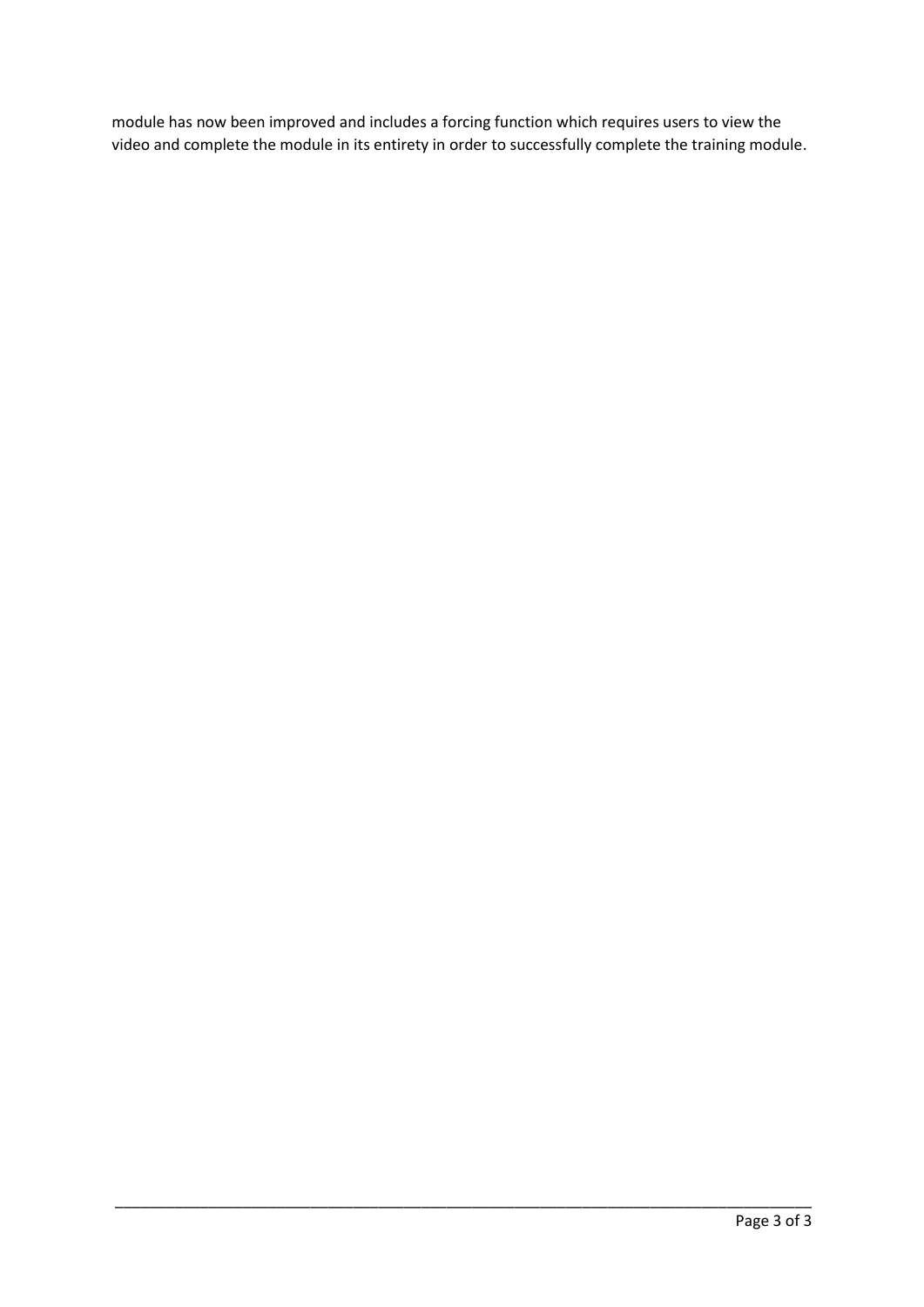module has now been improved and includes a forcing function which requires users to view the video and complete the module in its entirety in order to successfully complete the training module.